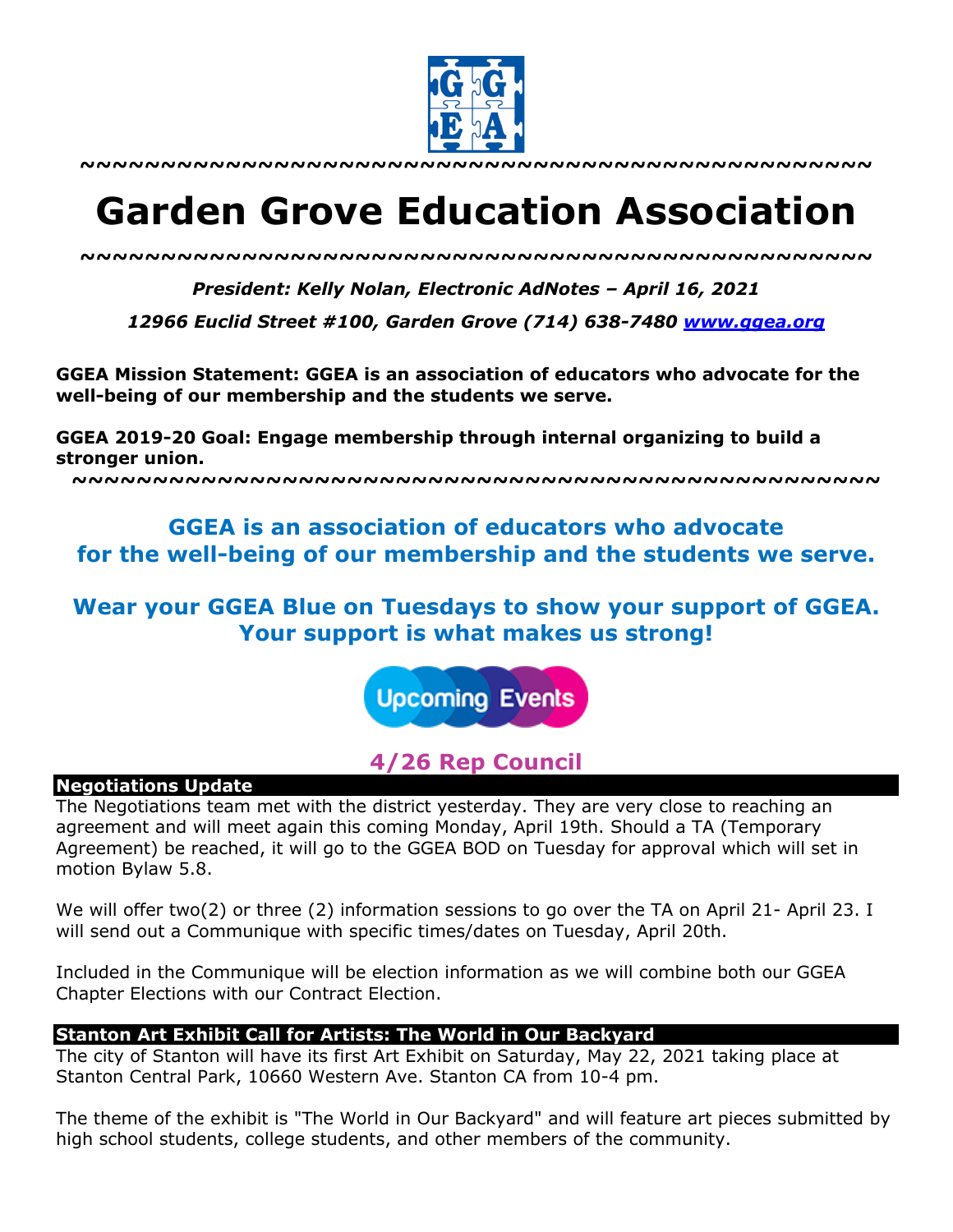~~~~~~~~~~~~~~~~~~~~~~~~~~~~~~~~~~~~~~~~~~~~~~~~~~~~

# Garden Grove Education Association

~~~~~~~~~~~~~~~~~~~~~~~~~~~~~~~~~~~~~~~~~~~~~~~~~~~~

***President: Kelly Nolan, Electronic AdNotes – April 16, 2021***

***12966 Euclid Street #100, Garden Grove (714) 638-7480 [www.ggea.org](http://www.ggea.org)***

**GGEA Mission Statement: GGEA is an association of educators who advocate for the well-being of our membership and the students we serve.**

**GGEA 2019-20 Goal: Engage membership through internal organizing to build a stronger union.**

~~~~~~~~~~~~~~~~~~~~~~~~~~~~~~~~~~~~~~~~~~~~~~~~~~~~

## GGEA is an association of educators who advocate for the well-being of our membership and the students we serve.

## Wear your GGEA Blue on Tuesdays to show your support of GGEA. Your support is what makes us strong!

Upcoming Events

## 4/26 Rep Council

### Negotiations Update

The Negotiations team met with the district yesterday. They are very close to reaching an agreement and will meet again this coming Monday, April 19th. Should a TA (Temporary Agreement) be reached, it will go to the GGEA BOD on Tuesday for approval which will set in motion Bylaw 5.8.

We will offer two(2) or three (2) information sessions to go over the TA on April 21- April 23. I will send out a Communique with specific times/dates on Tuesday, April 20th.

Included in the Communique will be election information as we will combine both our GGEA Chapter Elections with our Contract Election.

### Stanton Art Exhibit Call for Artists: The World in Our Backyard

The city of Stanton will have its first Art Exhibit on Saturday, May 22, 2021 taking place at Stanton Central Park, 10660 Western Ave. Stanton CA from 10-4 pm.

The theme of the exhibit is "The World in Our Backyard" and will feature art pieces submitted by high school students, college students, and other members of the community.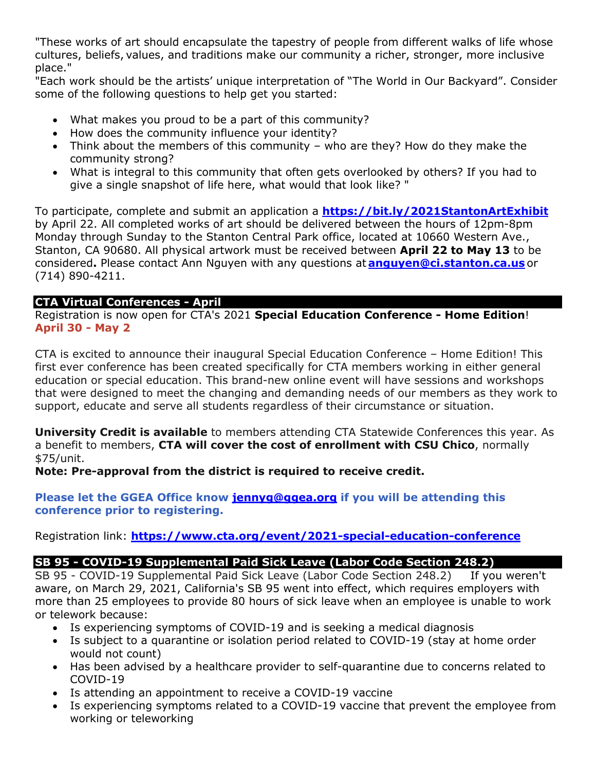"These works of art should encapsulate the tapestry of people from different walks of life whose cultures, beliefs, values, and traditions make our community a richer, stronger, more inclusive place."

"Each work should be the artists' unique interpretation of "The World in Our Backyard". Consider some of the following questions to help get you started:

- What makes you proud to be a part of this community?
- How does the community influence your identity?
- Think about the members of this community – who are they? How do they make the community strong?
- What is integral to this community that often gets overlooked by others? If you had to give a single snapshot of life here, what would that look like? "

To participate, complete and submit an application a **https://bit.ly/2021StantonArtExhibit** by April 22. All completed works of art should be delivered between the hours of 12pm-8pm Monday through Sunday to the Stanton Central Park office, located at 10660 Western Ave., Stanton, CA 90680. All physical artwork must be received between **April 22 to May 13** to be considered**.** Please contact Ann Nguyen with any questions at **anguyen@ci.stanton.ca.us** or (714) 890-4211.

## CTA Virtual Conferences - April

Registration is now open for CTA's 2021 **Special Education Conference - Home Edition**!
**April 30 - May 2**

CTA is excited to announce their inaugural Special Education Conference – Home Edition! This first ever conference has been created specifically for CTA members working in either general education or special education. This brand-new online event will have sessions and workshops that were designed to meet the changing and demanding needs of our members as they work to support, educate and serve all students regardless of their circumstance or situation.

**University Credit is available** to members attending CTA Statewide Conferences this year. As a benefit to members, **CTA will cover the cost of enrollment with CSU Chico**, normally $75/unit.
**Note: Pre-approval from the district is required to receive credit.**

**Please let the GGEA Office know jennyg@ggea.org if you will be attending this conference prior to registering.**

Registration link: **https://www.cta.org/event/2021-special-education-conference**

## SB 95 - COVID-19 Supplemental Paid Sick Leave (Labor Code Section 248.2)

SB 95 - COVID-19 Supplemental Paid Sick Leave (Labor Code Section 248.2)   If you weren't aware, on March 29, 2021, California's SB 95 went into effect, which requires employers with more than 25 employees to provide 80 hours of sick leave when an employee is unable to work or telework because:

- Is experiencing symptoms of COVID-19 and is seeking a medical diagnosis
- Is subject to a quarantine or isolation period related to COVID-19 (stay at home order would not count)
- Has been advised by a healthcare provider to self-quarantine due to concerns related to COVID-19
- Is attending an appointment to receive a COVID-19 vaccine
- Is experiencing symptoms related to a COVID-19 vaccine that prevent the employee from working or teleworking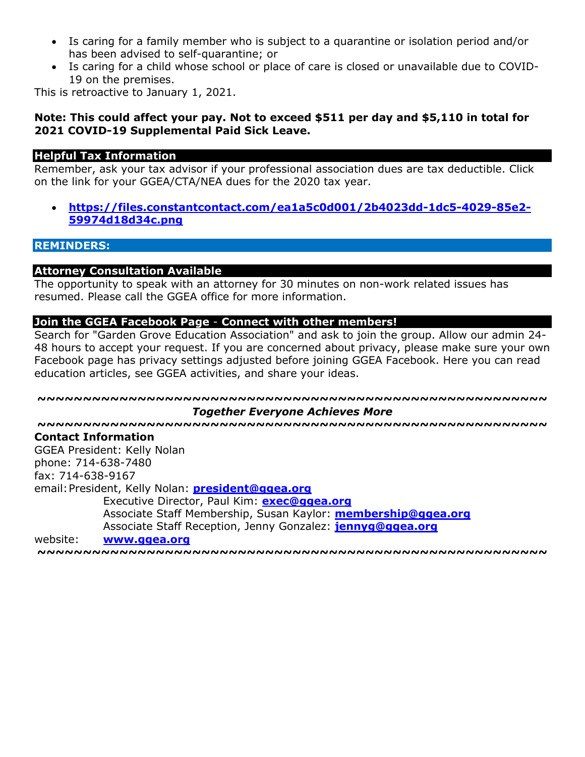- Is caring for a family member who is subject to a quarantine or isolation period and/or has been advised to self-quarantine; or
- Is caring for a child whose school or place of care is closed or unavailable due to COVID-19 on the premises.

This is retroactive to January 1, 2021.

**Note: This could affect your pay. Not to exceed $511 per day and $5,110 in total for 2021 COVID-19 Supplemental Paid Sick Leave.**

### Helpful Tax Information

Remember, ask your tax advisor if your professional association dues are tax deductible. Click on the link for your GGEA/CTA/NEA dues for the 2020 tax year.

- **https://files.constantcontact.com/ea1a5c0d001/2b4023dd-1dc5-4029-85e2-59974d18d34c.png**

## REMINDERS:

### Attorney Consultation Available

The opportunity to speak with an attorney for 30 minutes on non-work related issues has resumed. Please call the GGEA office for more information.

### Join the GGEA Facebook Page - Connect with other members!

Search for "Garden Grove Education Association" and ask to join the group. Allow our admin 24-48 hours to accept your request. If you are concerned about privacy, please make sure your own Facebook page has privacy settings adjusted before joining GGEA Facebook. Here you can read education articles, see GGEA activities, and share your ideas.

~~~~~~~~~~~~~~~~~~~~~~~~~~~~~~~~~~~~~~~~~~~~~~~~~~~~~~~~

***Together Everyone Achieves More***

~~~~~~~~~~~~~~~~~~~~~~~~~~~~~~~~~~~~~~~~~~~~~~~~~~~~~~~~

**Contact Information**

GGEA President: Kelly Nolan
phone: 714-638-7480
fax: 714-638-9167
email: President, Kelly Nolan: **president@ggea.org**
Executive Director, Paul Kim: **exec@ggea.org**
Associate Staff Membership, Susan Kaylor: **membership@ggea.org**
Associate Staff Reception, Jenny Gonzalez: **jennyg@ggea.org**
website: **www.ggea.org**

~~~~~~~~~~~~~~~~~~~~~~~~~~~~~~~~~~~~~~~~~~~~~~~~~~~~~~~~